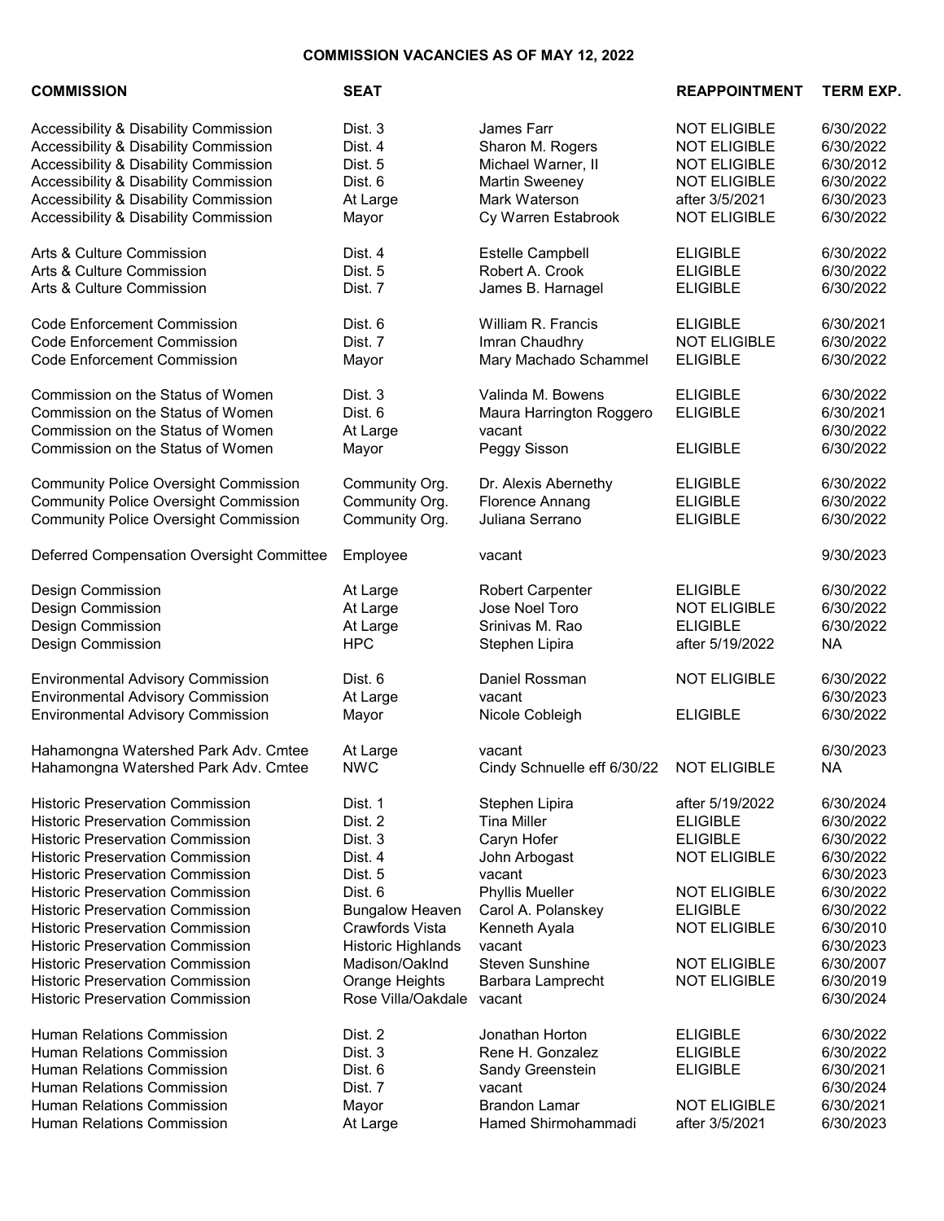**COMMISSION VACANCIES AS OF MAY 12, 2022**

| COMMISSION | SEAT | | REAPPOINTMENT | TERM EXP. |
|---|---|---|---|---|
| Accessibility & Disability Commission | Dist. 3 | James Farr | NOT ELIGIBLE | 6/30/2022 |
| Accessibility & Disability Commission | Dist. 4 | Sharon M. Rogers | NOT ELIGIBLE | 6/30/2022 |
| Accessibility & Disability Commission | Dist. 5 | Michael Warner, II | NOT ELIGIBLE | 6/30/2012 |
| Accessibility & Disability Commission | Dist. 6 | Martin Sweeney | NOT ELIGIBLE | 6/30/2022 |
| Accessibility & Disability Commission | At Large | Mark Waterson | after 3/5/2021 | 6/30/2023 |
| Accessibility & Disability Commission | Mayor | Cy Warren Estabrook | NOT ELIGIBLE | 6/30/2022 |
| Arts & Culture Commission | Dist. 4 | Estelle Campbell | ELIGIBLE | 6/30/2022 |
| Arts & Culture Commission | Dist. 5 | Robert A. Crook | ELIGIBLE | 6/30/2022 |
| Arts & Culture Commission | Dist. 7 | James B. Harnagel | ELIGIBLE | 6/30/2022 |
| Code Enforcement Commission | Dist. 6 | William R. Francis | ELIGIBLE | 6/30/2021 |
| Code Enforcement Commission | Dist. 7 | Imran Chaudhry | NOT ELIGIBLE | 6/30/2022 |
| Code Enforcement Commission | Mayor | Mary Machado Schammel | ELIGIBLE | 6/30/2022 |
| Commission on the Status of Women | Dist. 3 | Valinda M. Bowens | ELIGIBLE | 6/30/2022 |
| Commission on the Status of Women | Dist. 6 | Maura Harrington Roggero | ELIGIBLE | 6/30/2021 |
| Commission on the Status of Women | At Large | vacant | | 6/30/2022 |
| Commission on the Status of Women | Mayor | Peggy Sisson | ELIGIBLE | 6/30/2022 |
| Community Police Oversight Commission | Community Org. | Dr. Alexis Abernethy | ELIGIBLE | 6/30/2022 |
| Community Police Oversight Commission | Community Org. | Florence Annang | ELIGIBLE | 6/30/2022 |
| Community Police Oversight Commission | Community Org. | Juliana Serrano | ELIGIBLE | 6/30/2022 |
| Deferred Compensation Oversight Committee | Employee | vacant | | 9/30/2023 |
| Design Commission | At Large | Robert Carpenter | ELIGIBLE | 6/30/2022 |
| Design Commission | At Large | Jose Noel Toro | NOT ELIGIBLE | 6/30/2022 |
| Design Commission | At Large | Srinivas M. Rao | ELIGIBLE | 6/30/2022 |
| Design Commission | HPC | Stephen Lipira | after 5/19/2022 | NA |
| Environmental Advisory Commission | Dist. 6 | Daniel Rossman | NOT ELIGIBLE | 6/30/2022 |
| Environmental Advisory Commission | At Large | vacant | | 6/30/2023 |
| Environmental Advisory Commission | Mayor | Nicole Cobleigh | ELIGIBLE | 6/30/2022 |
| Hahamongna Watershed Park Adv. Cmtee | At Large | vacant | | 6/30/2023 |
| Hahamongna Watershed Park Adv. Cmtee | NWC | Cindy Schnuelle eff 6/30/22 | NOT ELIGIBLE | NA |
| Historic Preservation Commission | Dist. 1 | Stephen Lipira | after 5/19/2022 | 6/30/2024 |
| Historic Preservation Commission | Dist. 2 | Tina Miller | ELIGIBLE | 6/30/2022 |
| Historic Preservation Commission | Dist. 3 | Caryn Hofer | ELIGIBLE | 6/30/2022 |
| Historic Preservation Commission | Dist. 4 | John Arbogast | NOT ELIGIBLE | 6/30/2022 |
| Historic Preservation Commission | Dist. 5 | vacant | | 6/30/2023 |
| Historic Preservation Commission | Dist. 6 | Phyllis Mueller | NOT ELIGIBLE | 6/30/2022 |
| Historic Preservation Commission | Bungalow Heaven | Carol A. Polanskey | ELIGIBLE | 6/30/2022 |
| Historic Preservation Commission | Crawfords Vista | Kenneth Ayala | NOT ELIGIBLE | 6/30/2010 |
| Historic Preservation Commission | Historic Highlands | vacant | | 6/30/2023 |
| Historic Preservation Commission | Madison/Oaklnd | Steven Sunshine | NOT ELIGIBLE | 6/30/2007 |
| Historic Preservation Commission | Orange Heights | Barbara Lamprecht | NOT ELIGIBLE | 6/30/2019 |
| Historic Preservation Commission | Rose Villa/Oakdale | vacant | | 6/30/2024 |
| Human Relations Commission | Dist. 2 | Jonathan Horton | ELIGIBLE | 6/30/2022 |
| Human Relations Commission | Dist. 3 | Rene H. Gonzalez | ELIGIBLE | 6/30/2022 |
| Human Relations Commission | Dist. 6 | Sandy Greenstein | ELIGIBLE | 6/30/2021 |
| Human Relations Commission | Dist. 7 | vacant | | 6/30/2024 |
| Human Relations Commission | Mayor | Brandon Lamar | NOT ELIGIBLE | 6/30/2021 |
| Human Relations Commission | At Large | Hamed Shirmohammadi | after 3/5/2021 | 6/30/2023 |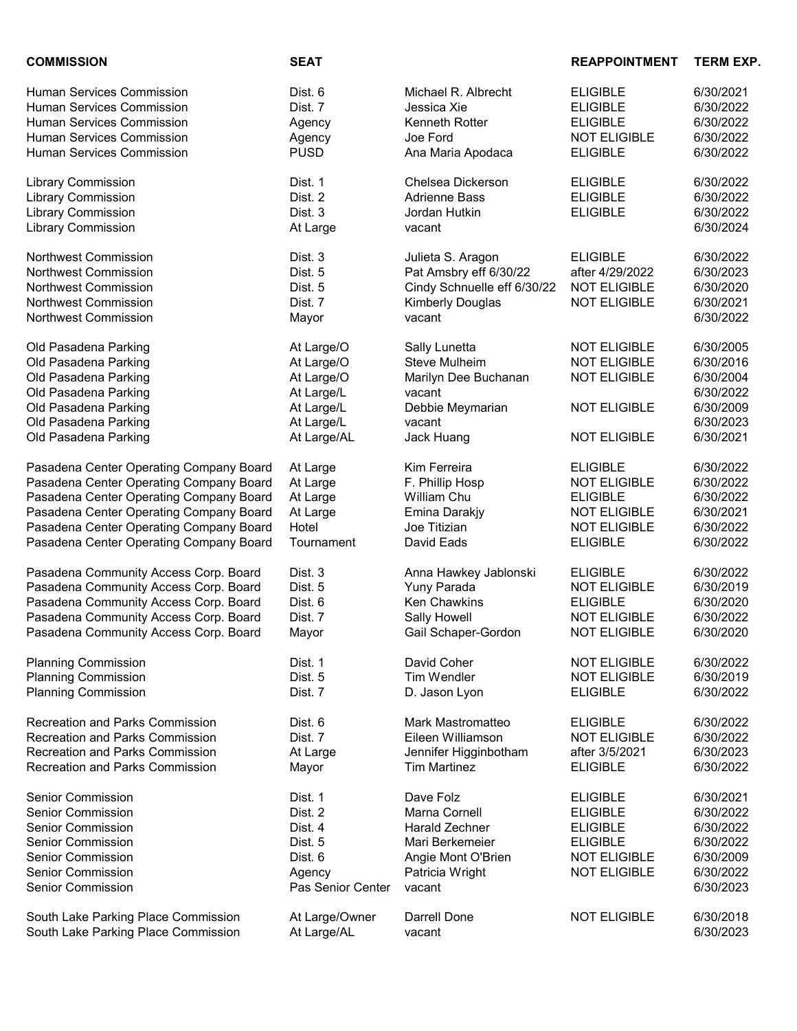| COMMISSION | SEAT | | REAPPOINTMENT | TERM EXP. |
|---|---|---|---|---|
| Human Services Commission | Dist. 6 | Michael R. Albrecht | ELIGIBLE | 6/30/2021 |
| Human Services Commission | Dist. 7 | Jessica Xie | ELIGIBLE | 6/30/2022 |
| Human Services Commission | Agency | Kenneth Rotter | ELIGIBLE | 6/30/2022 |
| Human Services Commission | Agency | Joe Ford | NOT ELIGIBLE | 6/30/2022 |
| Human Services Commission | PUSD | Ana Maria Apodaca | ELIGIBLE | 6/30/2022 |
| Library Commission | Dist. 1 | Chelsea Dickerson | ELIGIBLE | 6/30/2022 |
| Library Commission | Dist. 2 | Adrienne Bass | ELIGIBLE | 6/30/2022 |
| Library Commission | Dist. 3 | Jordan Hutkin | ELIGIBLE | 6/30/2022 |
| Library Commission | At Large | vacant | | 6/30/2024 |
| Northwest Commission | Dist. 3 | Julieta S. Aragon | ELIGIBLE | 6/30/2022 |
| Northwest Commission | Dist. 5 | Pat Amsbry eff 6/30/22 | after 4/29/2022 | 6/30/2023 |
| Northwest Commission | Dist. 5 | Cindy Schnuelle eff 6/30/22 | NOT ELIGIBLE | 6/30/2020 |
| Northwest Commission | Dist. 7 | Kimberly Douglas | NOT ELIGIBLE | 6/30/2021 |
| Northwest Commission | Mayor | vacant | | 6/30/2022 |
| Old Pasadena Parking | At Large/O | Sally Lunetta | NOT ELIGIBLE | 6/30/2005 |
| Old Pasadena Parking | At Large/O | Steve Mulheim | NOT ELIGIBLE | 6/30/2016 |
| Old Pasadena Parking | At Large/O | Marilyn Dee Buchanan | NOT ELIGIBLE | 6/30/2004 |
| Old Pasadena Parking | At Large/L | vacant | | 6/30/2022 |
| Old Pasadena Parking | At Large/L | Debbie Meymarian | NOT ELIGIBLE | 6/30/2009 |
| Old Pasadena Parking | At Large/L | vacant | | 6/30/2023 |
| Old Pasadena Parking | At Large/AL | Jack Huang | NOT ELIGIBLE | 6/30/2021 |
| Pasadena Center Operating Company Board | At Large | Kim Ferreira | ELIGIBLE | 6/30/2022 |
| Pasadena Center Operating Company Board | At Large | F. Phillip Hosp | NOT ELIGIBLE | 6/30/2022 |
| Pasadena Center Operating Company Board | At Large | William Chu | ELIGIBLE | 6/30/2022 |
| Pasadena Center Operating Company Board | At Large | Emina Darakjy | NOT ELIGIBLE | 6/30/2021 |
| Pasadena Center Operating Company Board | Hotel | Joe Titizian | NOT ELIGIBLE | 6/30/2022 |
| Pasadena Center Operating Company Board | Tournament | David Eads | ELIGIBLE | 6/30/2022 |
| Pasadena Community Access Corp. Board | Dist. 3 | Anna Hawkey Jablonski | ELIGIBLE | 6/30/2022 |
| Pasadena Community Access Corp. Board | Dist. 5 | Yuny Parada | NOT ELIGIBLE | 6/30/2019 |
| Pasadena Community Access Corp. Board | Dist. 6 | Ken Chawkins | ELIGIBLE | 6/30/2020 |
| Pasadena Community Access Corp. Board | Dist. 7 | Sally Howell | NOT ELIGIBLE | 6/30/2022 |
| Pasadena Community Access Corp. Board | Mayor | Gail Schaper-Gordon | NOT ELIGIBLE | 6/30/2020 |
| Planning Commission | Dist. 1 | David Coher | NOT ELIGIBLE | 6/30/2022 |
| Planning Commission | Dist. 5 | Tim Wendler | NOT ELIGIBLE | 6/30/2019 |
| Planning Commission | Dist. 7 | D. Jason Lyon | ELIGIBLE | 6/30/2022 |
| Recreation and Parks Commission | Dist. 6 | Mark Mastromatteo | ELIGIBLE | 6/30/2022 |
| Recreation and Parks Commission | Dist. 7 | Eileen Williamson | NOT ELIGIBLE | 6/30/2022 |
| Recreation and Parks Commission | At Large | Jennifer Higginbotham | after 3/5/2021 | 6/30/2023 |
| Recreation and Parks Commission | Mayor | Tim Martinez | ELIGIBLE | 6/30/2022 |
| Senior Commission | Dist. 1 | Dave Folz | ELIGIBLE | 6/30/2021 |
| Senior Commission | Dist. 2 | Marna Cornell | ELIGIBLE | 6/30/2022 |
| Senior Commission | Dist. 4 | Harald Zechner | ELIGIBLE | 6/30/2022 |
| Senior Commission | Dist. 5 | Mari Berkemeier | ELIGIBLE | 6/30/2022 |
| Senior Commission | Dist. 6 | Angie Mont O'Brien | NOT ELIGIBLE | 6/30/2009 |
| Senior Commission | Agency | Patricia Wright | NOT ELIGIBLE | 6/30/2022 |
| Senior Commission | Pas Senior Center | vacant | | 6/30/2023 |
| South Lake Parking Place Commission | At Large/Owner | Darrell Done | NOT ELIGIBLE | 6/30/2018 |
| South Lake Parking Place Commission | At Large/AL | vacant | | 6/30/2023 |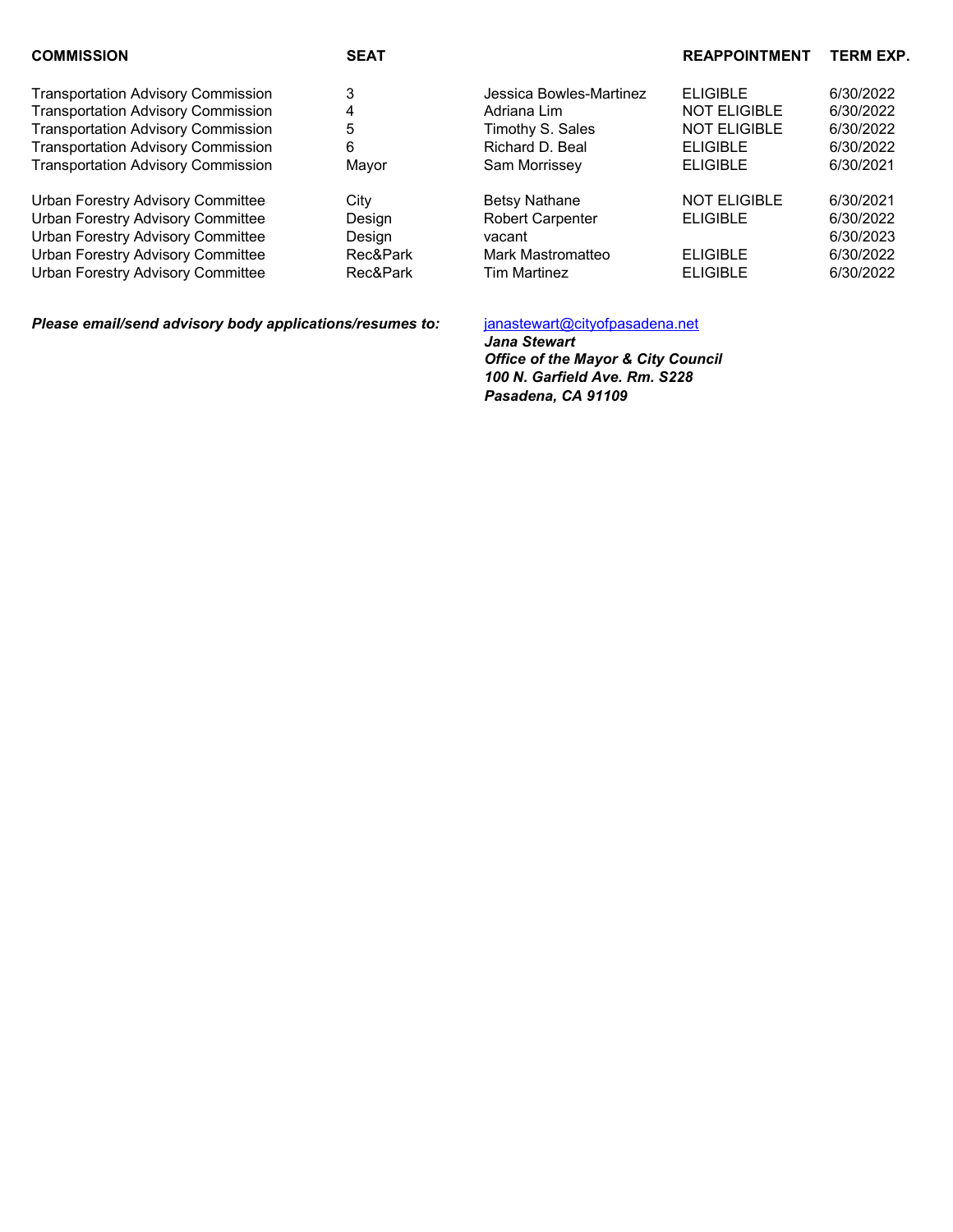| COMMISSION | SEAT | | REAPPOINTMENT | TERM EXP. |
|---|---|---|---|---|
| Transportation Advisory Commission | 3 | Jessica Bowles-Martinez | ELIGIBLE | 6/30/2022 |
| Transportation Advisory Commission | 4 | Adriana Lim | NOT ELIGIBLE | 6/30/2022 |
| Transportation Advisory Commission | 5 | Timothy S. Sales | NOT ELIGIBLE | 6/30/2022 |
| Transportation Advisory Commission | 6 | Richard D. Beal | ELIGIBLE | 6/30/2022 |
| Transportation Advisory Commission | Mayor | Sam Morrissey | ELIGIBLE | 6/30/2021 |
| Urban Forestry Advisory Committee | City | Betsy Nathane | NOT ELIGIBLE | 6/30/2021 |
| Urban Forestry Advisory Committee | Design | Robert Carpenter | ELIGIBLE | 6/30/2022 |
| Urban Forestry Advisory Committee | Design | vacant | | 6/30/2023 |
| Urban Forestry Advisory Committee | Rec&Park | Mark Mastromatteo | ELIGIBLE | 6/30/2022 |
| Urban Forestry Advisory Committee | Rec&Park | Tim Martinez | ELIGIBLE | 6/30/2022 |

***Please email/send advisory body applications/resumes to:***

janastewart@cityofpasadena.net
***Jana Stewart***
***Office of the Mayor & City Council***
***100 N. Garfield Ave. Rm. S228***
***Pasadena, CA 91109***